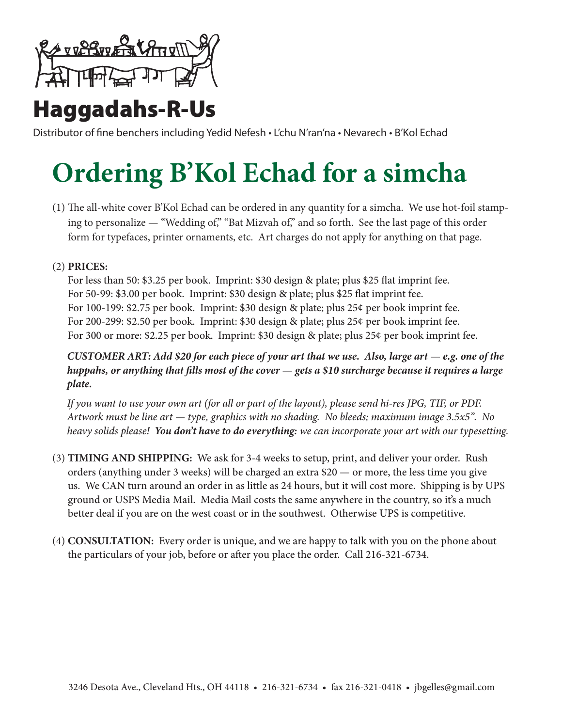# Haggadahs-R-Us

Distributor of fine benchers including Yedid Nefesh • L'chu N'ran'na • Nevarech • B'Kol Echad

# Ordering B'Kol Echad for a simcha

(1) The all-white cover B'Kol Echad can be ordered in any quantity for a simcha. We use hot-foil stamping to personalize — "Wedding of," "Bat Mizvah of," and so forth. See the last page of this order form for typefaces, printer ornaments, etc. Art charges do not apply for anything on that page.

(2) **PRICES:**

For less than 50: $3.25 per book. Imprint: $30 design & plate; plus $25 flat imprint fee.
For 50-99: $3.00 per book. Imprint: $30 design & plate; plus $25 flat imprint fee.
For 100-199: $2.75 per book. Imprint: $30 design & plate; plus 25¢ per book imprint fee.
For 200-299: $2.50 per book. Imprint: $30 design & plate; plus 25¢ per book imprint fee.
For 300 or more: $2.25 per book. Imprint: $30 design & plate; plus 25¢ per book imprint fee.

***CUSTOMER ART: Add $20 for each piece of your art that we use. Also, large art — e.g. one of the huppahs, or anything that fills most of the cover — gets a $10 surcharge because it requires a large plate.***

*If you want to use your own art (for all or part of the layout), please send hi-res JPG, TIF, or PDF. Artwork must be line art — type, graphics with no shading. No bleeds; maximum image 3.5x5". No heavy solids please!* ***You don't have to do everything:*** *we can incorporate your art with our typesetting.*

(3) **TIMING AND SHIPPING:** We ask for 3-4 weeks to setup, print, and deliver your order. Rush orders (anything under 3 weeks) will be charged an extra $20 — or more, the less time you give us. We CAN turn around an order in as little as 24 hours, but it will cost more. Shipping is by UPS ground or USPS Media Mail. Media Mail costs the same anywhere in the country, so it's a much better deal if you are on the west coast or in the southwest. Otherwise UPS is competitive.

(4) **CONSULTATION:** Every order is unique, and we are happy to talk with you on the phone about the particulars of your job, before or after you place the order. Call 216-321-6734.

3246 Desota Ave., Cleveland Hts., OH 44118 • 216-321-6734 • fax 216-321-0418 • jbgelles@gmail.com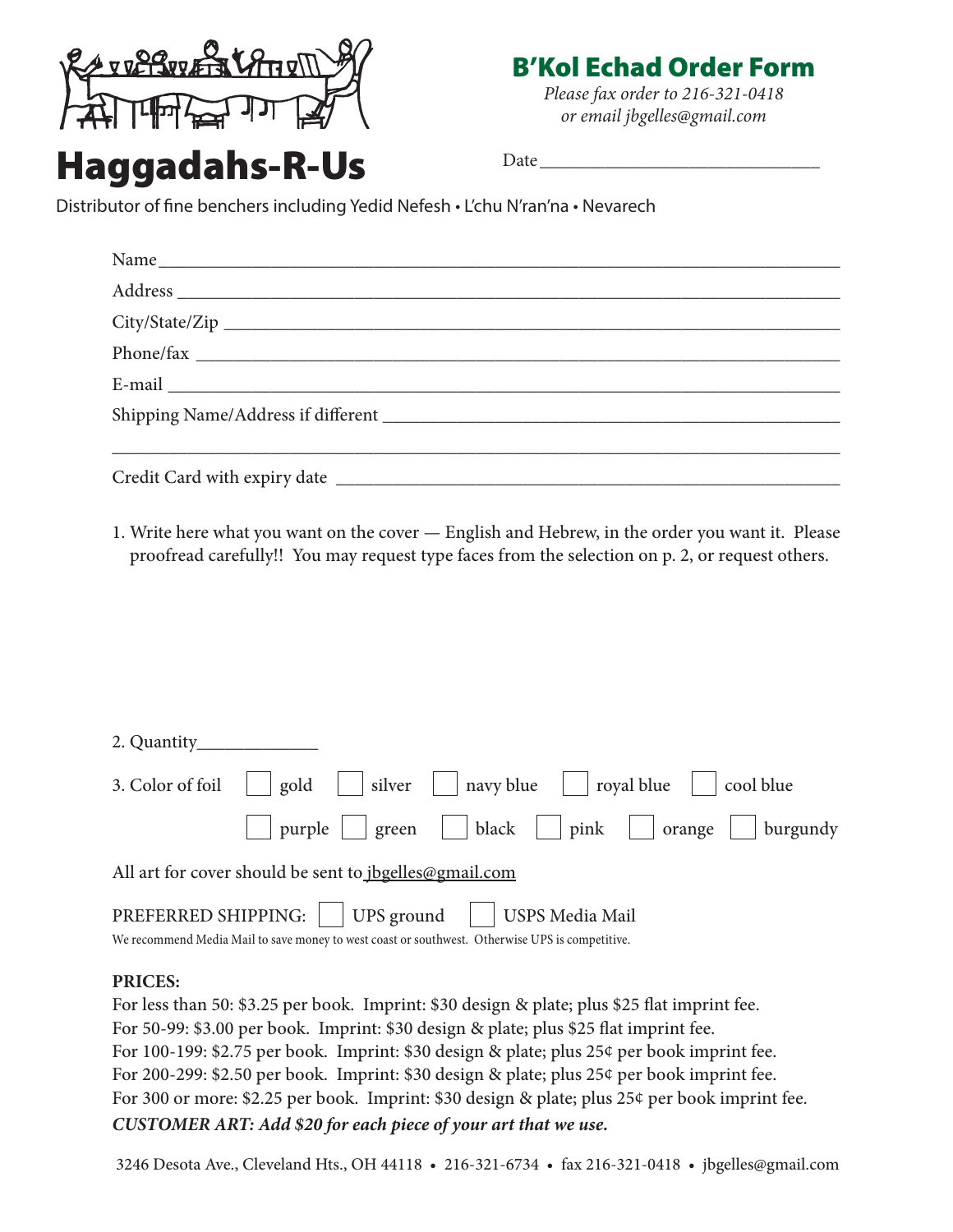# Haggadahs-R-Us

## B'Kol Echad Order Form

*Please fax order to 216-321-0418*
*or email jbgelles@gmail.com*

Date ______________________________

Distributor of fine benchers including Yedid Nefesh • L'chu N'ran'na • Nevarech

Name ____________________________________________________________

Address __________________________________________________________

City/State/Zip _____________________________________________________

Phone/fax _________________________________________________________

E-mail ___________________________________________________________

Shipping Name/Address if different ____________________________________

__________________________________________________________________

Credit Card with expiry date _________________________________________

1. Write here what you want on the cover — English and Hebrew, in the order you want it. Please proofread carefully!! You may request type faces from the selection on p. 2, or request others.

2. Quantity_____________

3. Color of foil ☐ gold ☐ silver ☐ navy blue ☐ royal blue ☐ cool blue ☐ purple ☐ green ☐ black ☐ pink ☐ orange ☐ burgundy

All art for cover should be sent to jbgelles@gmail.com

PREFERRED SHIPPING: ☐ UPS ground ☐ USPS Media Mail

We recommend Media Mail to save money to west coast or southwest. Otherwise UPS is competitive.

**PRICES:**

For less than 50: $3.25 per book. Imprint: $30 design & plate; plus $25 flat imprint fee.
For 50-99: $3.00 per book. Imprint: $30 design & plate; plus $25 flat imprint fee.
For 100-199: $2.75 per book. Imprint: $30 design & plate; plus 25¢ per book imprint fee.
For 200-299: $2.50 per book. Imprint: $30 design & plate; plus 25¢ per book imprint fee.
For 300 or more: $2.25 per book. Imprint: $30 design & plate; plus 25¢ per book imprint fee.

***CUSTOMER ART: Add $20 for each piece of your art that we use.***

3246 Desota Ave., Cleveland Hts., OH 44118 • 216-321-6734 • fax 216-321-0418 • jbgelles@gmail.com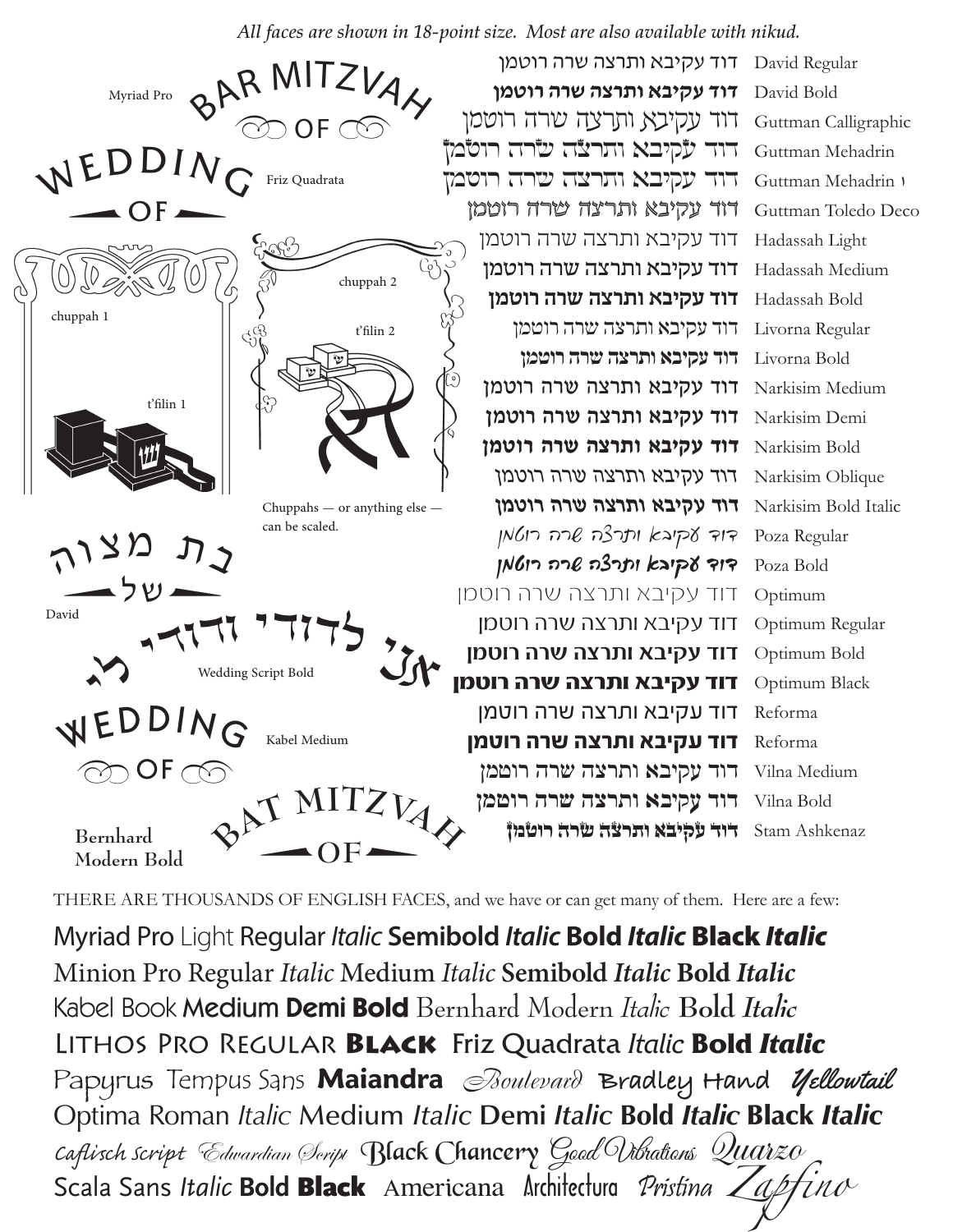*All faces are shown in 18-point size. Most are also available with nikud.*

| | |
|---|---|
| דוד עקיבא ותרצה שרה רוטמן | David Regular |
| **דוד עקיבא ותרצה שרה רוטמן** | David Bold |
| דוד עקיבא ותרצה שרה רוטמן | Guttman Calligraphic |
| דוד עקיבא ותרצה שרה רוטמן | Guttman Mehadrin |
| דוד עקיבא ותרצה שרה רוטמן | Guttman Mehadrin ו |
| דוד עקיבא ותרצה שרה רוטמן | Guttman Toledo Deco |
| דוד עקיבא ותרצה שרה רוטמן | Hadassah Light |
| **דוד עקיבא ותרצה שרה רוטמן** | Hadassah Medium |
| **דוד עקיבא ותרצה שרה רוטמן** | Hadassah Bold |
| דוד עקיבא ותרצה שרה רוטמן | Livorna Regular |
| **דוד עקיבא ותרצה שרה רוטמן** | Livorna Bold |
| דוד עקיבא ותרצה שרה רוטמן | Narkisim Medium |
| **דוד עקיבא ותרצה שרה רוטמן** | Narkisim Demi |
| **דוד עקיבא ותרצה שרה רוטמן** | Narkisim Bold |
| *דוד עקיבא ותרצה שרה רוטמן* | Narkisim Oblique |
| ***דוד עקיבא ותרצה שרה רוטמן*** | Narkisim Bold Italic |
| דוד עקיבא ותרצה שרה רוטמן | Poza Regular |
| **דוד עקיבא ותרצה שרה רוטמן** | Poza Bold |
| דוד עקיבא ותרצה שרה רוטמן | Optimum |
| דוד עקיבא ותרצה שרה רוטמן | Optimum Regular |
| **דוד עקיבא ותרצה שרה רוטמן** | Optimum Bold |
| **דוד עקיבא ותרצה שרה רוטמן** | Optimum Black |
| דוד עקיבא ותרצה שרה רוטמן | Reforma |
| **דוד עקיבא ותרצה שרה רוטמן** | Reforma |
| דוד עקיבא ותרצה שרה רוטמן | Vilna Medium |
| **דוד עקיבא ותרצה שרה רוטמן** | Vilna Bold |
| **דוד עקיבא ותרצה שרה רוטמן** | Stam Ashkenaz |

Myriad Pro — BAR MITZVAH OF

Friz Quadrata — WEDDING OF

chuppah 1

t'filin 1

chuppah 2

t'filin 2

Chuppahs — or anything else — can be scaled.

David — בת מצוה של

Wedding Script Bold — אני לדודי ודודי לי

Kabel Medium — WEDDING OF

Bernhard Modern Bold — BAT MITZVAH OF

THERE ARE THOUSANDS OF ENGLISH FACES, and we have or can get many of them. Here are a few:

Myriad Pro Light Regular *Italic* **Semibold *Italic*** **Bold *Italic*** **Black *Italic***

Minion Pro Regular *Italic* Medium *Italic* **Semibold *Italic*** **Bold *Italic***

Kabel Book Medium **Demi Bold** Bernhard Modern *Italic* **Bold *Italic***

LITHOS PRO REGULAR **BLACK** Friz Quadrata *Italic* **Bold *Italic***

Papyrus Tempus Sans **Maiandra** *Boulevard* Bradley Hand *Yellowtail*

Optima Roman *Italic* Medium *Italic* **Demi *Italic*** **Bold *Italic*** **Black *Italic***

*Caflisch Script* *Edwardian Script* Black Chancery *Good Vibrations* *Quarzo*

Scala Sans *Italic* **Bold Black** Americana Architectura *Pristina* *Zapfino*